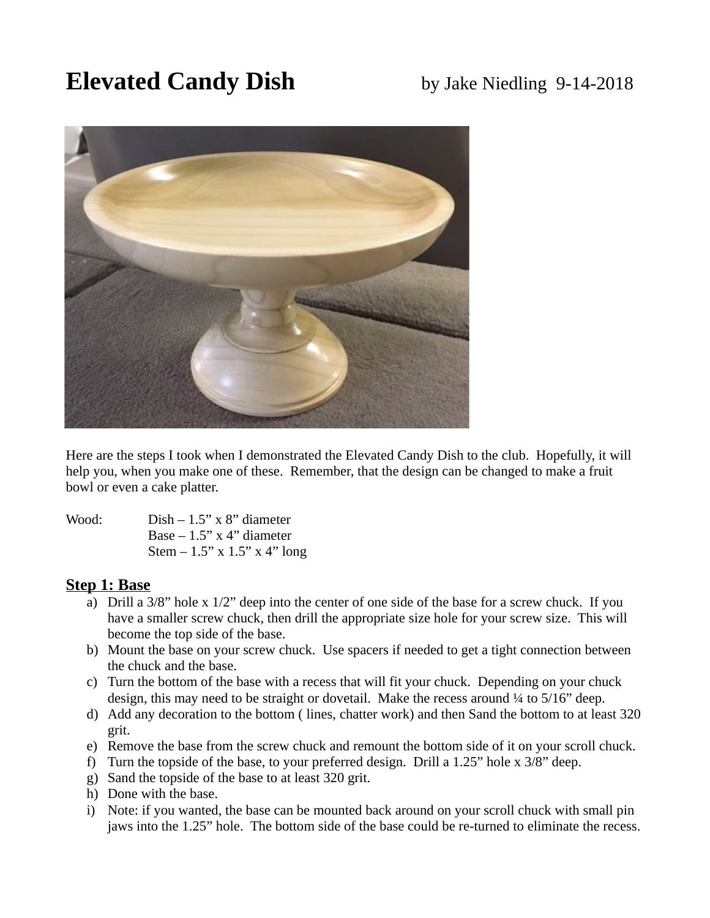# Elevated Candy Dish

by Jake Niedling 9-14-2018

Here are the steps I took when I demonstrated the Elevated Candy Dish to the club. Hopefully, it will help you, when you make one of these. Remember, that the design can be changed to make a fruit bowl or even a cake platter.

Wood: Dish – 1.5” x 8” diameter
Base – 1.5” x 4” diameter
Stem – 1.5” x 1.5” x 4” long

## Step 1: Base

a) Drill a 3/8” hole x 1/2” deep into the center of one side of the base for a screw chuck. If you have a smaller screw chuck, then drill the appropriate size hole for your screw size. This will become the top side of the base.
b) Mount the base on your screw chuck. Use spacers if needed to get a tight connection between the chuck and the base.
c) Turn the bottom of the base with a recess that will fit your chuck. Depending on your chuck design, this may need to be straight or dovetail. Make the recess around ¼ to 5/16” deep.
d) Add any decoration to the bottom ( lines, chatter work) and then Sand the bottom to at least 320 grit.
e) Remove the base from the screw chuck and remount the bottom side of it on your scroll chuck.
f) Turn the topside of the base, to your preferred design. Drill a 1.25” hole x 3/8” deep.
g) Sand the topside of the base to at least 320 grit.
h) Done with the base.
i) Note: if you wanted, the base can be mounted back around on your scroll chuck with small pin jaws into the 1.25” hole. The bottom side of the base could be re-turned to eliminate the recess.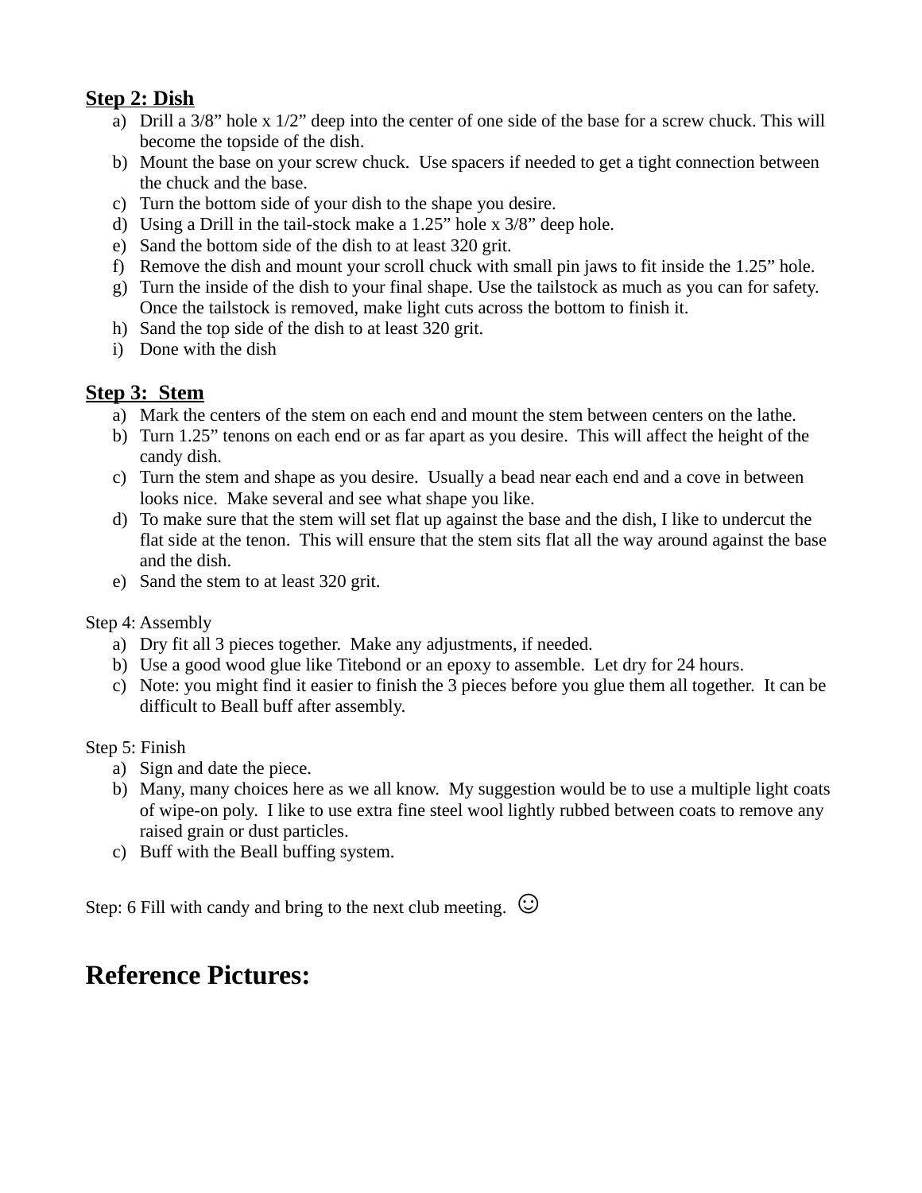**<u>Step 2: Dish</u>**

a) Drill a 3/8" hole x 1/2" deep into the center of one side of the base for a screw chuck. This will become the topside of the dish.
b) Mount the base on your screw chuck. Use spacers if needed to get a tight connection between the chuck and the base.
c) Turn the bottom side of your dish to the shape you desire.
d) Using a Drill in the tail-stock make a 1.25" hole x 3/8" deep hole.
e) Sand the bottom side of the dish to at least 320 grit.
f) Remove the dish and mount your scroll chuck with small pin jaws to fit inside the 1.25" hole.
g) Turn the inside of the dish to your final shape. Use the tailstock as much as you can for safety. Once the tailstock is removed, make light cuts across the bottom to finish it.
h) Sand the top side of the dish to at least 320 grit.
i) Done with the dish

**<u>Step 3: Stem</u>**

a) Mark the centers of the stem on each end and mount the stem between centers on the lathe.
b) Turn 1.25" tenons on each end or as far apart as you desire. This will affect the height of the candy dish.
c) Turn the stem and shape as you desire. Usually a bead near each end and a cove in between looks nice. Make several and see what shape you like.
d) To make sure that the stem will set flat up against the base and the dish, I like to undercut the flat side at the tenon. This will ensure that the stem sits flat all the way around against the base and the dish.
e) Sand the stem to at least 320 grit.

Step 4: Assembly

a) Dry fit all 3 pieces together. Make any adjustments, if needed.
b) Use a good wood glue like Titebond or an epoxy to assemble. Let dry for 24 hours.
c) Note: you might find it easier to finish the 3 pieces before you glue them all together. It can be difficult to Beall buff after assembly.

Step 5: Finish

a) Sign and date the piece.
b) Many, many choices here as we all know. My suggestion would be to use a multiple light coats of wipe-on poly. I like to use extra fine steel wool lightly rubbed between coats to remove any raised grain or dust particles.
c) Buff with the Beall buffing system.

Step: 6 Fill with candy and bring to the next club meeting. ☺

# Reference Pictures: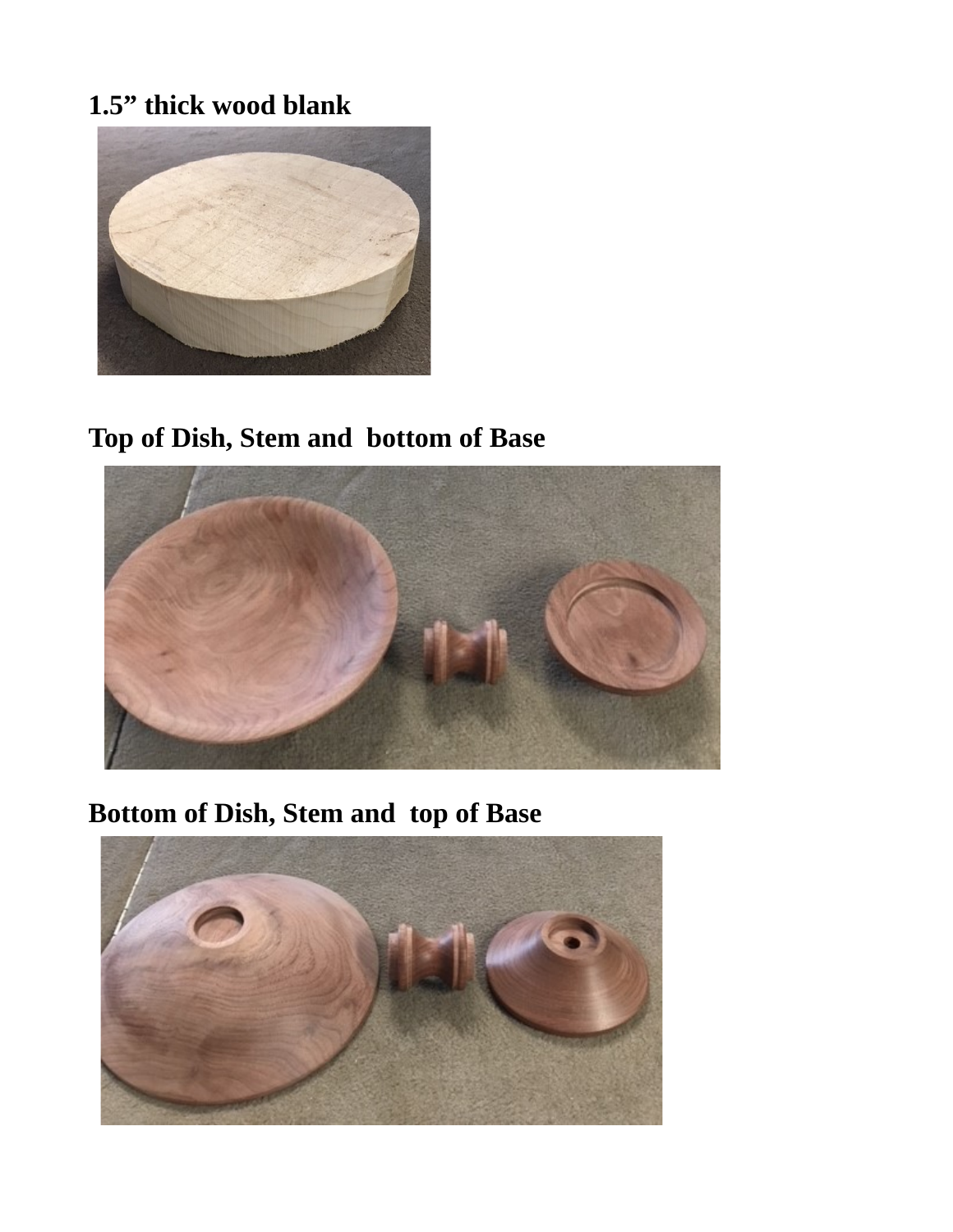**1.5” thick wood blank**

**Top of Dish, Stem and bottom of Base**

**Bottom of Dish, Stem and top of Base**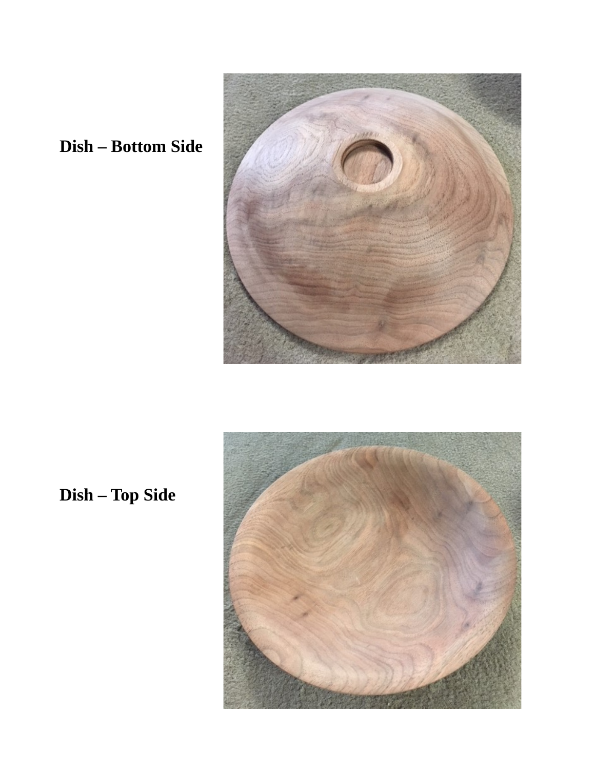**Dish – Bottom Side**

**Dish – Top Side**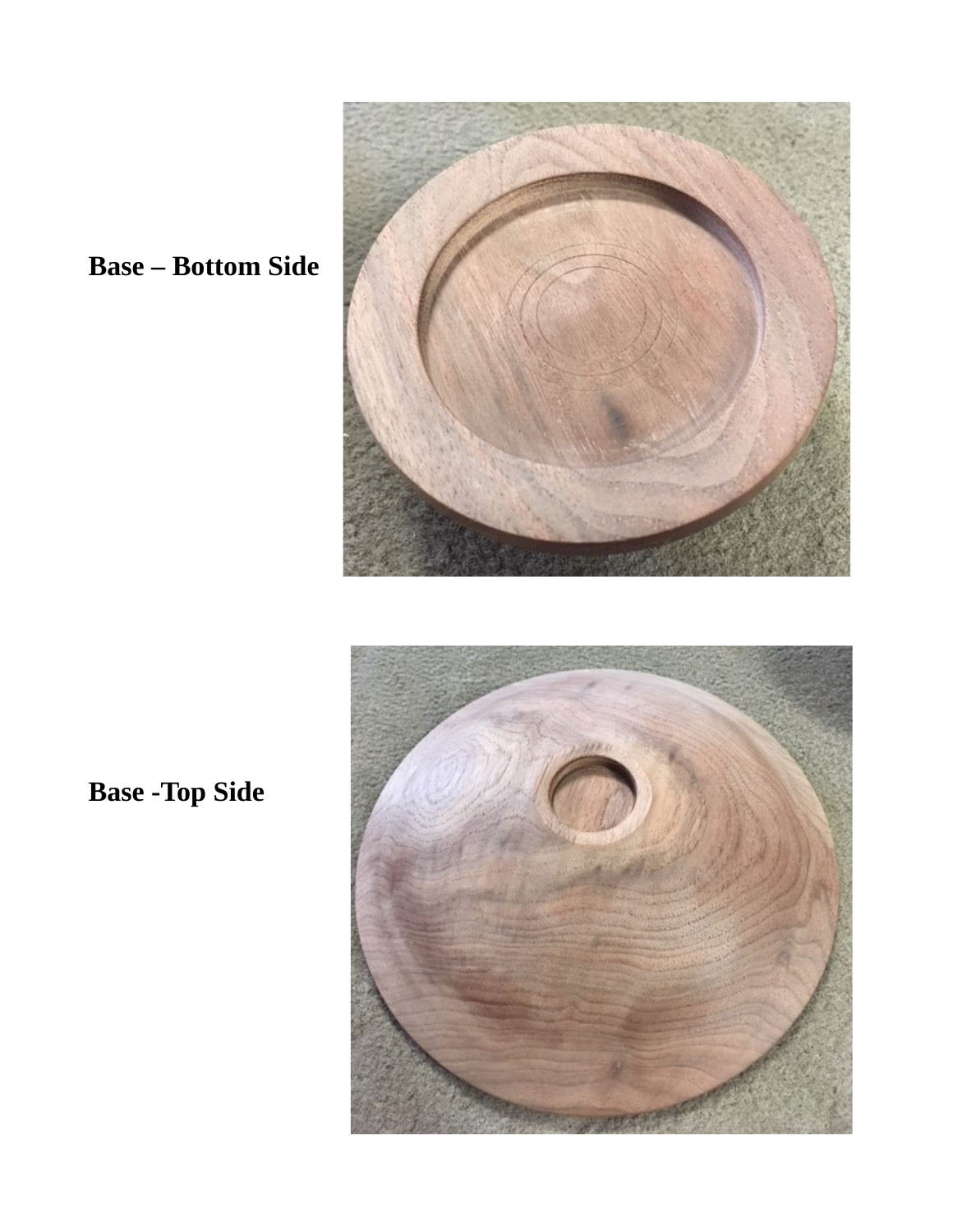**Base – Bottom Side**

**Base -Top Side**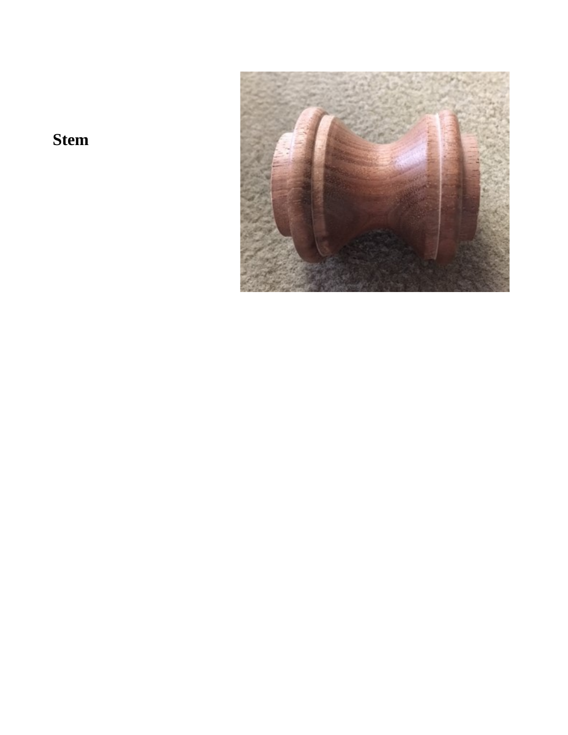**Stem**